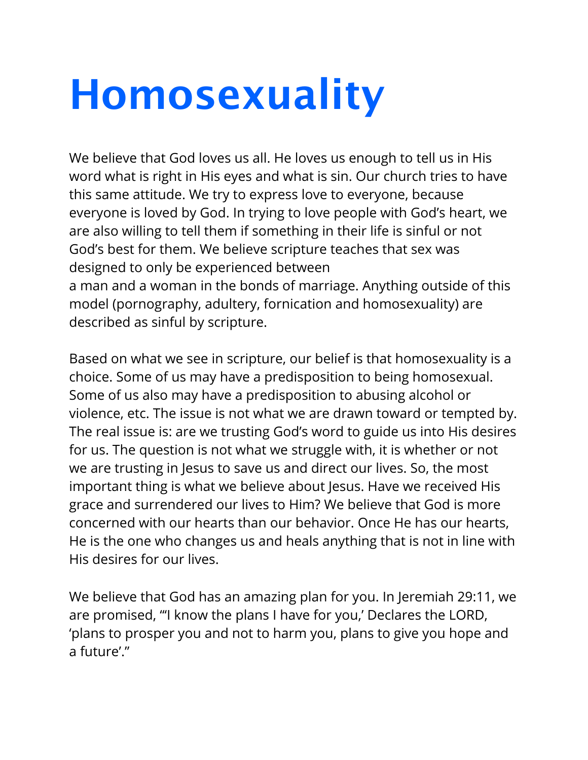# Homosexuality

We believe that God loves us all. He loves us enough to tell us in His word what is right in His eyes and what is sin. Our church tries to have this same attitude. We try to express love to everyone, because everyone is loved by God. In trying to love people with God's heart, we are also willing to tell them if something in their life is sinful or not God's best for them. We believe scripture teaches that sex was designed to only be experienced between a man and a woman in the bonds of marriage. Anything outside of this model (pornography, adultery, fornication and homosexuality) are described as sinful by scripture.

Based on what we see in scripture, our belief is that homosexuality is a choice. Some of us may have a predisposition to being homosexual. Some of us also may have a predisposition to abusing alcohol or violence, etc. The issue is not what we are drawn toward or tempted by. The real issue is: are we trusting God's word to guide us into His desires for us. The question is not what we struggle with, it is whether or not we are trusting in Jesus to save us and direct our lives. So, the most important thing is what we believe about Jesus. Have we received His grace and surrendered our lives to Him? We believe that God is more concerned with our hearts than our behavior. Once He has our hearts, He is the one who changes us and heals anything that is not in line with His desires for our lives.

We believe that God has an amazing plan for you. In Jeremiah 29:11, we are promised, "'I know the plans I have for you,' Declares the LORD, 'plans to prosper you and not to harm you, plans to give you hope and a future'."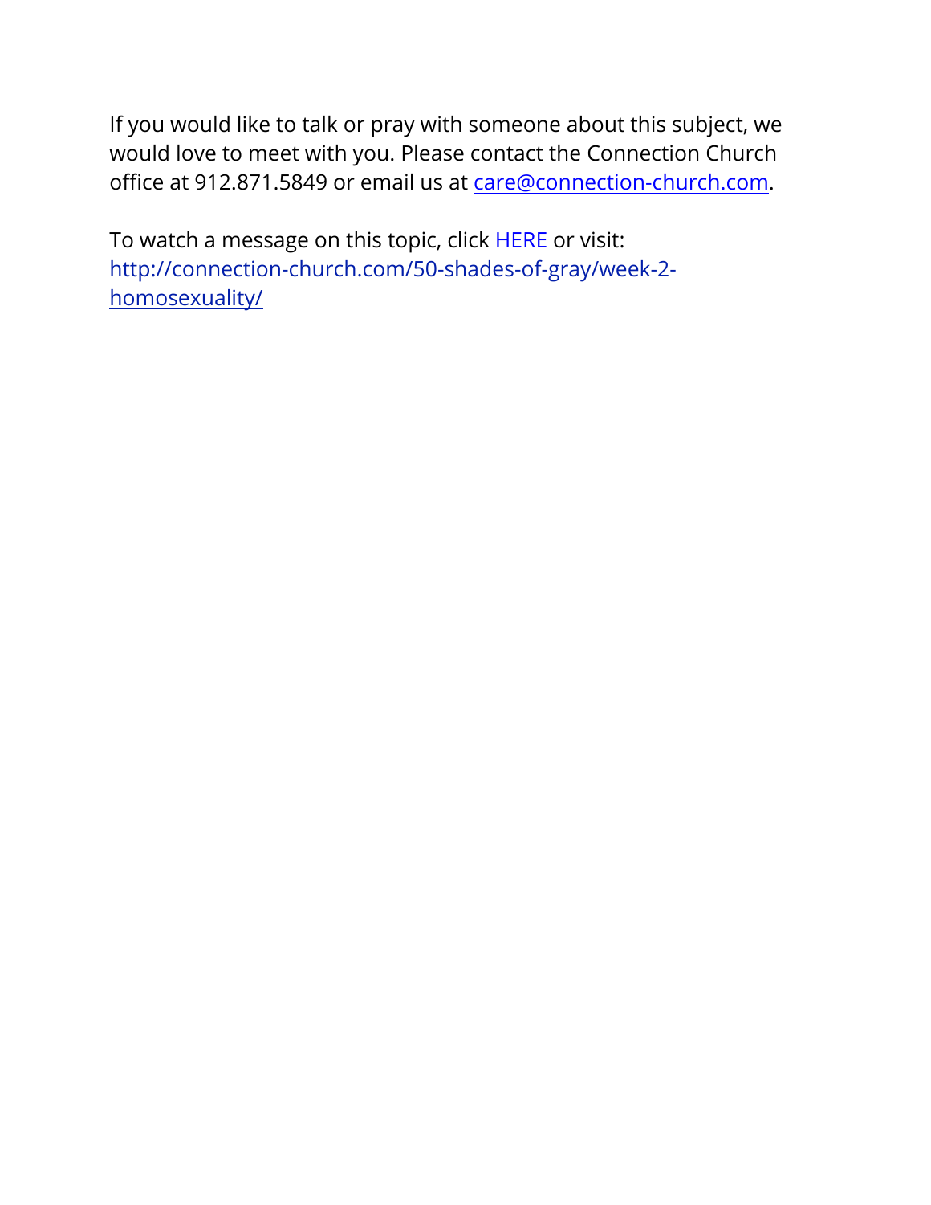If you would like to talk or pray with someone about this subject, we would love to meet with you. Please contact the Connection Church office at 912.871.5849 or email us at care@connection-church.com.

To watch a message on this topic, click HERE or visit: http://connection-church.com/50-shades-of-gray/week-2-homosexuality/